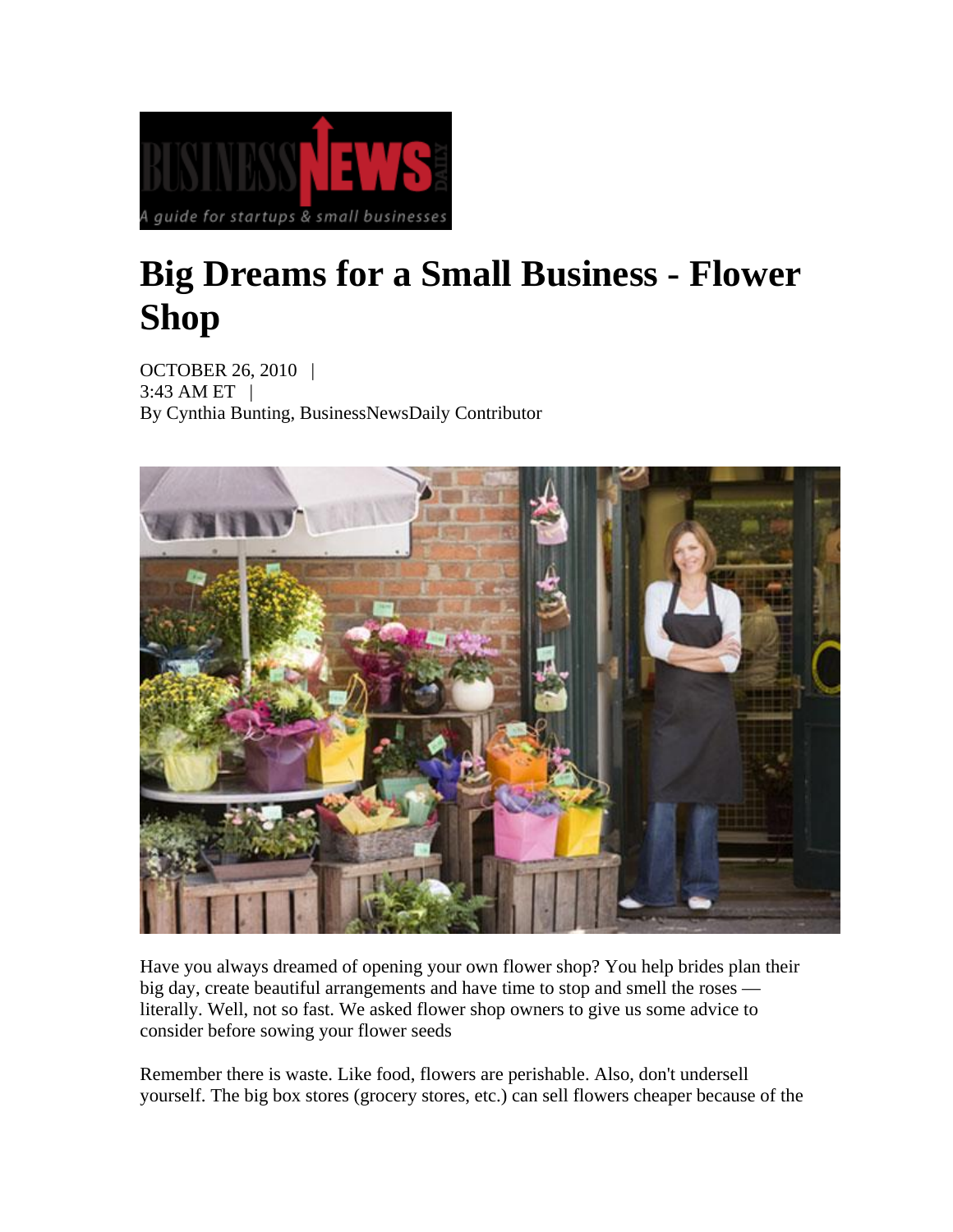# Big Dreams for a Small Business - Flower Shop

OCTOBER 26, 2010 |
3:43 AM ET |
By Cynthia Bunting, BusinessNewsDaily Contributor

Have you always dreamed of opening your own flower shop? You help brides plan their big day, create beautiful arrangements and have time to stop and smell the roses — literally. Well, not so fast. We asked flower shop owners to give us some advice to consider before sowing your flower seeds

Remember there is waste. Like food, flowers are perishable. Also, don't undersell yourself. The big box stores (grocery stores, etc.) can sell flowers cheaper because of the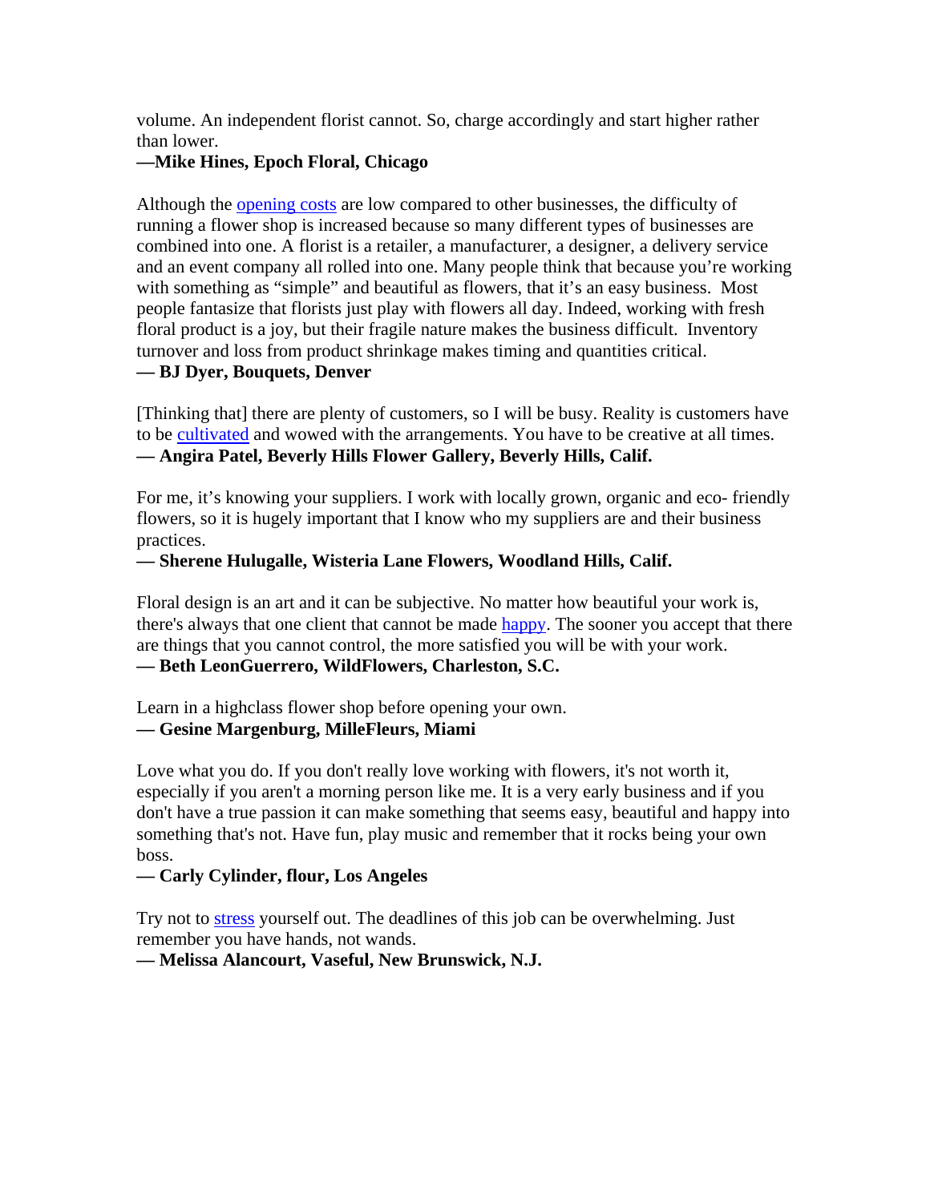volume. An independent florist cannot. So, charge accordingly and start higher rather than lower.
**—Mike Hines, Epoch Floral, Chicago**

Although the opening costs are low compared to other businesses, the difficulty of running a flower shop is increased because so many different types of businesses are combined into one. A florist is a retailer, a manufacturer, a designer, a delivery service and an event company all rolled into one. Many people think that because you're working with something as "simple" and beautiful as flowers, that it's an easy business. Most people fantasize that florists just play with flowers all day. Indeed, working with fresh floral product is a joy, but their fragile nature makes the business difficult. Inventory turnover and loss from product shrinkage makes timing and quantities critical.
**— BJ Dyer, Bouquets, Denver**

[Thinking that] there are plenty of customers, so I will be busy. Reality is customers have to be cultivated and wowed with the arrangements. You have to be creative at all times.
**— Angira Patel, Beverly Hills Flower Gallery, Beverly Hills, Calif.**

For me, it's knowing your suppliers. I work with locally grown, organic and eco- friendly flowers, so it is hugely important that I know who my suppliers are and their business practices.
**— Sherene Hulugalle, Wisteria Lane Flowers, Woodland Hills, Calif.**

Floral design is an art and it can be subjective. No matter how beautiful your work is, there's always that one client that cannot be made happy. The sooner you accept that there are things that you cannot control, the more satisfied you will be with your work.
**— Beth LeonGuerrero, WildFlowers, Charleston, S.C.**

Learn in a highclass flower shop before opening your own.
**— Gesine Margenburg, MilleFleurs, Miami**

Love what you do. If you don't really love working with flowers, it's not worth it, especially if you aren't a morning person like me. It is a very early business and if you don't have a true passion it can make something that seems easy, beautiful and happy into something that's not. Have fun, play music and remember that it rocks being your own boss.
**— Carly Cylinder, flour, Los Angeles**

Try not to stress yourself out. The deadlines of this job can be overwhelming. Just remember you have hands, not wands.
**— Melissa Alancourt, Vaseful, New Brunswick, N.J.**